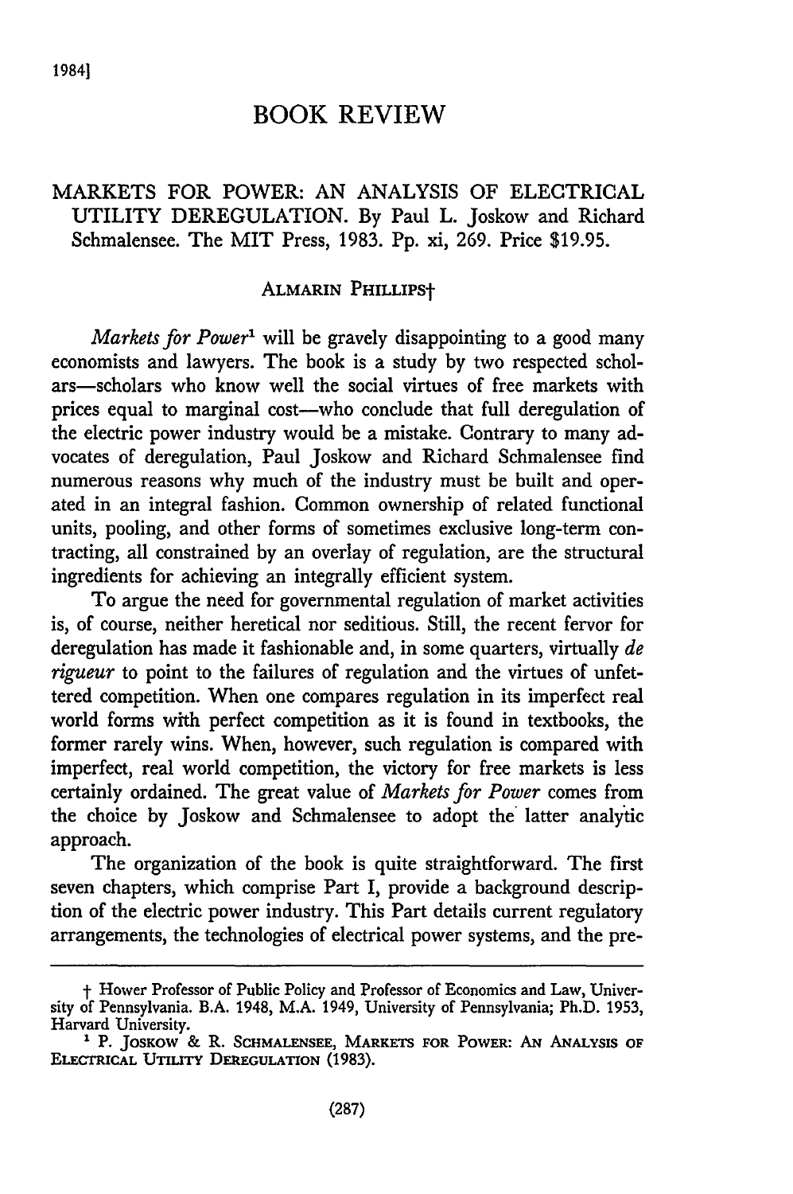# BOOK REVIEW

## MARKETS FOR POWER: AN ANALYSIS OF ELECTRICAL UTILITY DEREGULATION. By Paul L. Joskow and Richard Schmalensee. The MIT Press, 1983. Pp. xi, 269. Price $19.95.

ALMARIN PHILLIPS†

*Markets for Power*[1] will be gravely disappointing to a good many economists and lawyers. The book is a study by two respected scholars—scholars who know well the social virtues of free markets with prices equal to marginal cost—who conclude that full deregulation of the electric power industry would be a mistake. Contrary to many advocates of deregulation, Paul Joskow and Richard Schmalensee find numerous reasons why much of the industry must be built and operated in an integral fashion. Common ownership of related functional units, pooling, and other forms of sometimes exclusive long-term contracting, all constrained by an overlay of regulation, are the structural ingredients for achieving an integrally efficient system.

To argue the need for governmental regulation of market activities is, of course, neither heretical nor seditious. Still, the recent fervor for deregulation has made it fashionable and, in some quarters, virtually *de rigueur* to point to the failures of regulation and the virtues of unfettered competition. When one compares regulation in its imperfect real world forms with perfect competition as it is found in textbooks, the former rarely wins. When, however, such regulation is compared with imperfect, real world competition, the victory for free markets is less certainly ordained. The great value of *Markets for Power* comes from the choice by Joskow and Schmalensee to adopt the latter analytic approach.

The organization of the book is quite straightforward. The first seven chapters, which comprise Part I, provide a background description of the electric power industry. This Part details current regulatory arrangements, the technologies of electrical power systems, and the pre-

---

† Hower Professor of Public Policy and Professor of Economics and Law, University of Pennsylvania. B.A. 1948, M.A. 1949, University of Pennsylvania; Ph.D. 1953, Harvard University.

[1] P. JOSKOW & R. SCHMALENSEE, MARKETS FOR POWER: AN ANALYSIS OF ELECTRICAL UTILITY DEREGULATION (1983).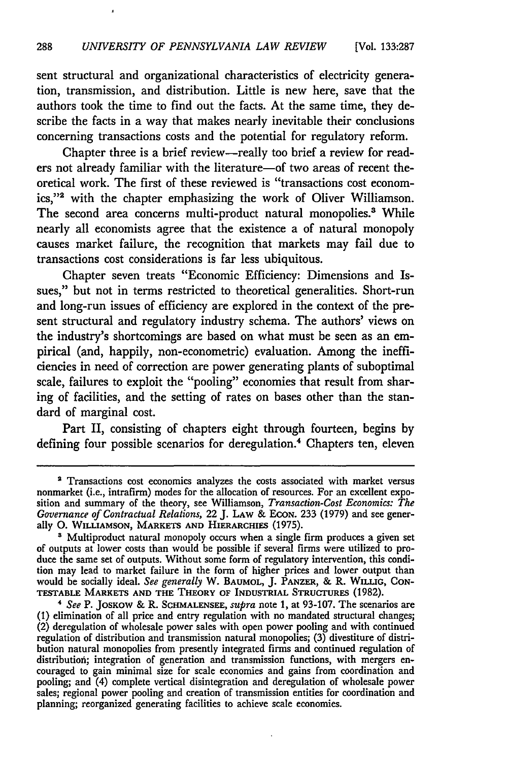sent structural and organizational characteristics of electricity generation, transmission, and distribution. Little is new here, save that the authors took the time to find out the facts. At the same time, they describe the facts in a way that makes nearly inevitable their conclusions concerning transactions costs and the potential for regulatory reform.

Chapter three is a brief review—really too brief a review for readers not already familiar with the literature—of two areas of recent theoretical work. The first of these reviewed is "transactions cost economics,"[2] with the chapter emphasizing the work of Oliver Williamson. The second area concerns multi-product natural monopolies.[3] While nearly all economists agree that the existence a of natural monopoly causes market failure, the recognition that markets may fail due to transactions cost considerations is far less ubiquitous.

Chapter seven treats "Economic Efficiency: Dimensions and Issues," but not in terms restricted to theoretical generalities. Short-run and long-run issues of efficiency are explored in the context of the present structural and regulatory industry schema. The authors' views on the industry's shortcomings are based on what must be seen as an empirical (and, happily, non-econometric) evaluation. Among the inefficiencies in need of correction are power generating plants of suboptimal scale, failures to exploit the "pooling" economies that result from sharing of facilities, and the setting of rates on bases other than the standard of marginal cost.

Part II, consisting of chapters eight through fourteen, begins by defining four possible scenarios for deregulation.[4] Chapters ten, eleven

---

[2] Transactions cost economics analyzes the costs associated with market versus nonmarket (i.e., intrafirm) modes for the allocation of resources. For an excellent exposition and summary of the theory, see Williamson, *Transaction-Cost Economics: The Governance of Contractual Relations*, 22 J. LAW & ECON. 233 (1979) and see generally O. WILLIAMSON, MARKETS AND HIERARCHIES (1975).

[3] Multiproduct natural monopoly occurs when a single firm produces a given set of outputs at lower costs than would be possible if several firms were utilized to produce the same set of outputs. Without some form of regulatory intervention, this condition may lead to market failure in the form of higher prices and lower output than would be socially ideal. *See generally* W. BAUMOL, J. PANZER, & R. WILLIG, CONTESTABLE MARKETS AND THE THEORY OF INDUSTRIAL STRUCTURES (1982).

[4] *See* P. JOSKOW & R. SCHMALENSEE, *supra* note 1, at 93-107. The scenarios are (1) elimination of all price and entry regulation with no mandated structural changes; (2) deregulation of wholesale power sales with open power pooling and with continued regulation of distribution and transmission natural monopolies; (3) divestiture of distribution natural monopolies from presently integrated firms and continued regulation of distribution; integration of generation and transmission functions, with mergers encouraged to gain minimal size for scale economies and gains from coordination and pooling; and (4) complete vertical disintegration and deregulation of wholesale power sales; regional power pooling and creation of transmission entities for coordination and planning; reorganized generating facilities to achieve scale economies.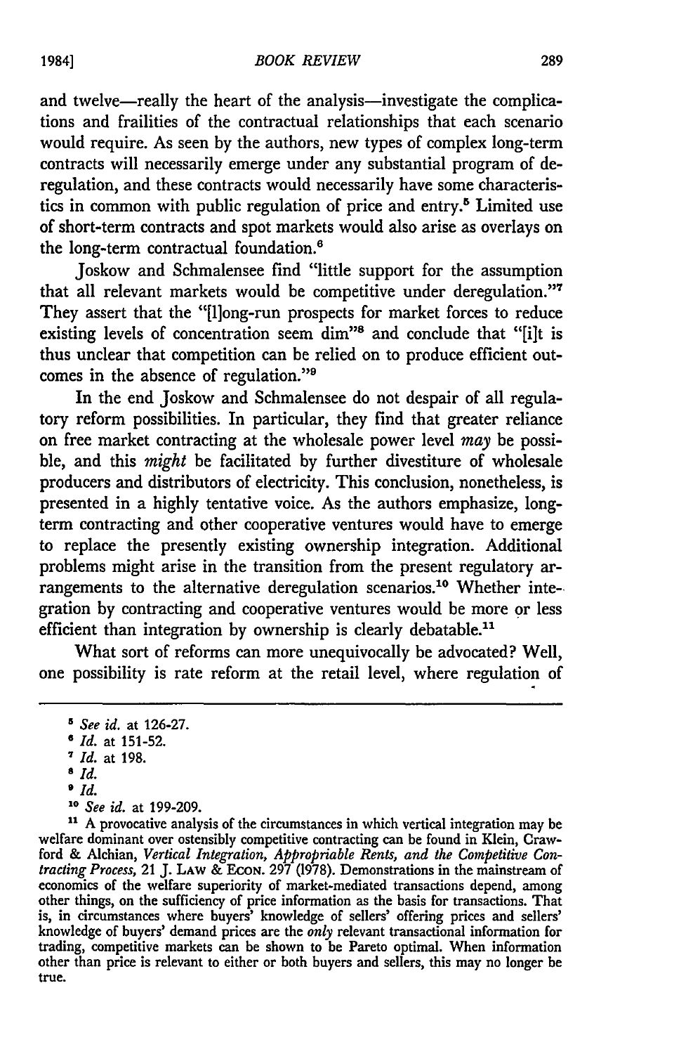and twelve—really the heart of the analysis—investigate the complications and frailities of the contractual relationships that each scenario would require. As seen by the authors, new types of complex long-term contracts will necessarily emerge under any substantial program of deregulation, and these contracts would necessarily have some characteristics in common with public regulation of price and entry.[5] Limited use of short-term contracts and spot markets would also arise as overlays on the long-term contractual foundation.[6]

Joskow and Schmalensee find "little support for the assumption that all relevant markets would be competitive under deregulation."[7] They assert that the "[l]ong-run prospects for market forces to reduce existing levels of concentration seem dim"[8] and conclude that "[i]t is thus unclear that competition can be relied on to produce efficient outcomes in the absence of regulation."[9]

In the end Joskow and Schmalensee do not despair of all regulatory reform possibilities. In particular, they find that greater reliance on free market contracting at the wholesale power level *may* be possible, and this *might* be facilitated by further divestiture of wholesale producers and distributors of electricity. This conclusion, nonetheless, is presented in a highly tentative voice. As the authors emphasize, long-term contracting and other cooperative ventures would have to emerge to replace the presently existing ownership integration. Additional problems might arise in the transition from the present regulatory arrangements to the alternative deregulation scenarios.[10] Whether integration by contracting and cooperative ventures would be more or less efficient than integration by ownership is clearly debatable.[11]

What sort of reforms can more unequivocally be advocated? Well, one possibility is rate reform at the retail level, where regulation of

---

[5] *See id.* at 126-27.

[6] *Id.* at 151-52.

[7] *Id.* at 198.

[8] *Id.*

[9] *Id.*

[10] *See id.* at 199-209.

[11] A provocative analysis of the circumstances in which vertical integration may be welfare dominant over ostensibly competitive contracting can be found in Klein, Crawford & Alchian, *Vertical Integration, Appropriable Rents, and the Competitive Contracting Process*, 21 J. LAW & ECON. 297 (1978). Demonstrations in the mainstream of economics of the welfare superiority of market-mediated transactions depend, among other things, on the sufficiency of price information as the basis for transactions. That is, in circumstances where buyers' knowledge of sellers' offering prices and sellers' knowledge of buyers' demand prices are the *only* relevant transactional information for trading, competitive markets can be shown to be Pareto optimal. When information other than price is relevant to either or both buyers and sellers, this may no longer be true.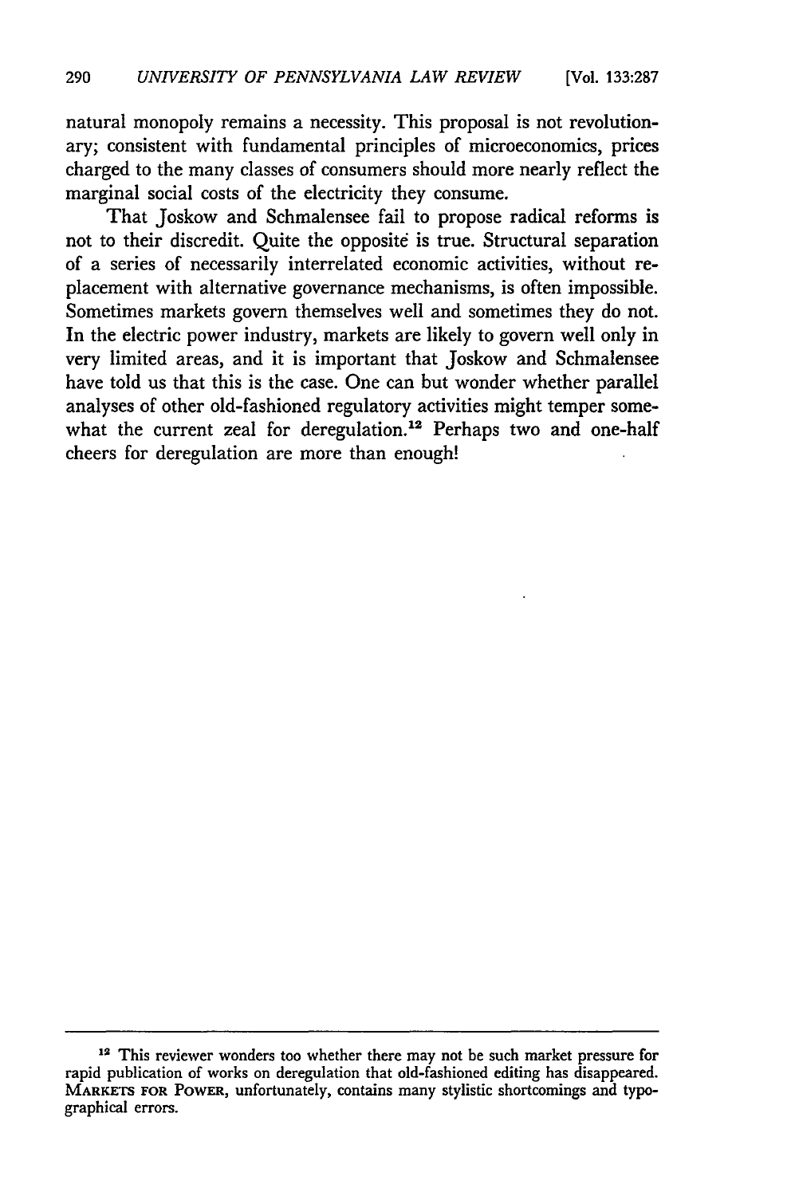natural monopoly remains a necessity. This proposal is not revolutionary; consistent with fundamental principles of microeconomics, prices charged to the many classes of consumers should more nearly reflect the marginal social costs of the electricity they consume.

That Joskow and Schmalensee fail to propose radical reforms is not to their discredit. Quite the opposite is true. Structural separation of a series of necessarily interrelated economic activities, without replacement with alternative governance mechanisms, is often impossible. Sometimes markets govern themselves well and sometimes they do not. In the electric power industry, markets are likely to govern well only in very limited areas, and it is important that Joskow and Schmalensee have told us that this is the case. One can but wonder whether parallel analyses of other old-fashioned regulatory activities might temper somewhat the current zeal for deregulation.[12] Perhaps two and one-half cheers for deregulation are more than enough!

---

[12] This reviewer wonders too whether there may not be such market pressure for rapid publication of works on deregulation that old-fashioned editing has disappeared. MARKETS FOR POWER, unfortunately, contains many stylistic shortcomings and typographical errors.